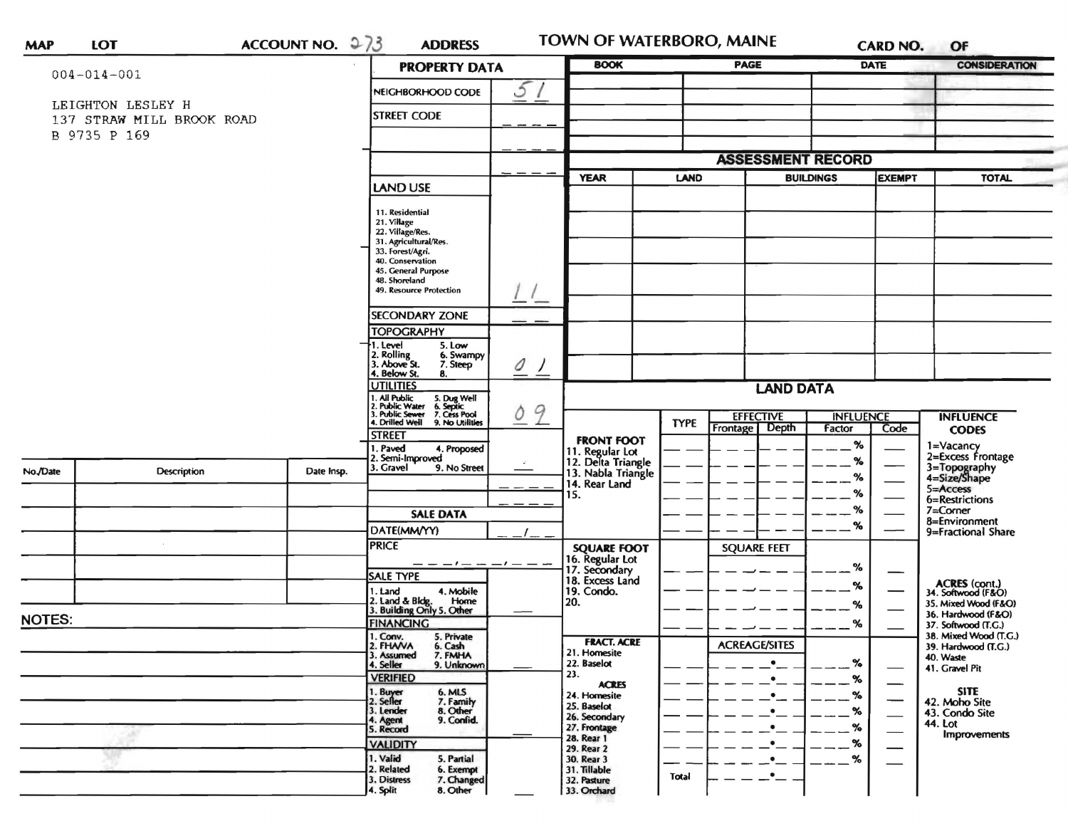# TOWN OF WATERBORO, MAINE

**MAP** **LOT** **ACCOUNT NO.** 273 **ADDRESS** **CARD NO.** **OF**

004-014-001

LEIGHTON LESLEY H
137 STRAW MILL BROOK ROAD
B 9735 P 169

## PROPERTY DATA

| Field | Value |
|---|---|
| NEIGHBORHOOD CODE | 51 |
| STREET CODE | |
| LAND USE (11. Residential, 21. Village, 22. Village/Res., 31. Agricultural/Res., 33. Forest/Agri., 40. Conservation, 45. General Purpose, 48. Shoreland, 49. Resource Protection) | 11 |
| SECONDARY ZONE | |
| TOPOGRAPHY (1. Level, 2. Rolling, 3. Above St., 4. Below St., 5. Low, 6. Swampy, 7. Steep, 8.) | 01 |
| UTILITIES (1. All Public, 2. Public Water, 3. Public Sewer, 4. Drilled Well, 5. Dug Well, 6. Septic, 7. Cess Pool, 9. No Utilities) | 09 |
| STREET (1. Paved, 2. Semi-Improved, 3. Gravel, 4. Proposed, 9. No Street) | |

## SALE DATA

| Field | Value |
|---|---|
| DATE(MM/YY) | / |
| PRICE | |
| SALE TYPE (1. Land, 2. Land & Bldg., 3. Building Only, 4. Mobile Home, 5. Other) | |
| FINANCING (1. Conv., 2. FHA/VA, 3. Assumed, 4. Seller, 5. Private, 6. Cash, 7. FMHA, 9. Unknown) | |
| VERIFIED (1. Buyer, 2. Seller, 3. Lender, 4. Agent, 5. Record, 6. MLS, 7. Family, 8. Other, 9. Confid.) | |
| VALIDITY (1. Valid, 2. Related, 3. Distress, 4. Split, 5. Partial, 6. Exempt, 7. Changed, 8. Other) | |

| BOOK | PAGE | DATE | CONSIDERATION |
|---|---|---|---|
| | | | |

## ASSESSMENT RECORD

| YEAR | LAND | BUILDINGS | EXEMPT | TOTAL |
|---|---|---|---|---|
| | | | | |

## LAND DATA

| | TYPE | EFFECTIVE Frontage | EFFECTIVE Depth | INFLUENCE Factor | INFLUENCE Code |
|---|---|---|---|---|---|
| FRONT FOOT: 11. Regular Lot, 12. Delta Triangle, 13. Nabla Triangle, 14. Rear Land, 15. | | | | % | |
| SQUARE FOOT: 16. Regular Lot, 17. Secondary, 18. Excess Land, 19. Condo., 20. | | SQUARE FEET | | % | |
| FRACT. ACRE: 21. Homesite, 22. Baselot, 23. ACRES: 24. Homesite, 25. Baselot, 26. Secondary, 27. Frontage, 28. Rear 1, 29. Rear 2, 30. Rear 3, 31. Tillable, 32. Pasture, 33. Orchard | Total | ACREAGE/SITES | | % | |

**INFLUENCE CODES**
1=Vacancy
2=Excess Frontage
3=Topography
4=Size/Shape
5=Access
6=Restrictions
7=Corner
8=Environment
9=Fractional Share

**ACRES (cont.)**
34. Softwood (F&O)
35. Mixed Wood (F&O)
36. Hardwood (F&O)
37. Softwood (T.G.)
38. Mixed Wood (T.G.)
39. Hardwood (T.G.)
40. Waste
41. Gravel Pit

**SITE**
42. Moho Site
43. Condo Site
44. Lot Improvements

| No./Date | Description | Date Insp. |
|---|---|---|
| | | |

**NOTES:**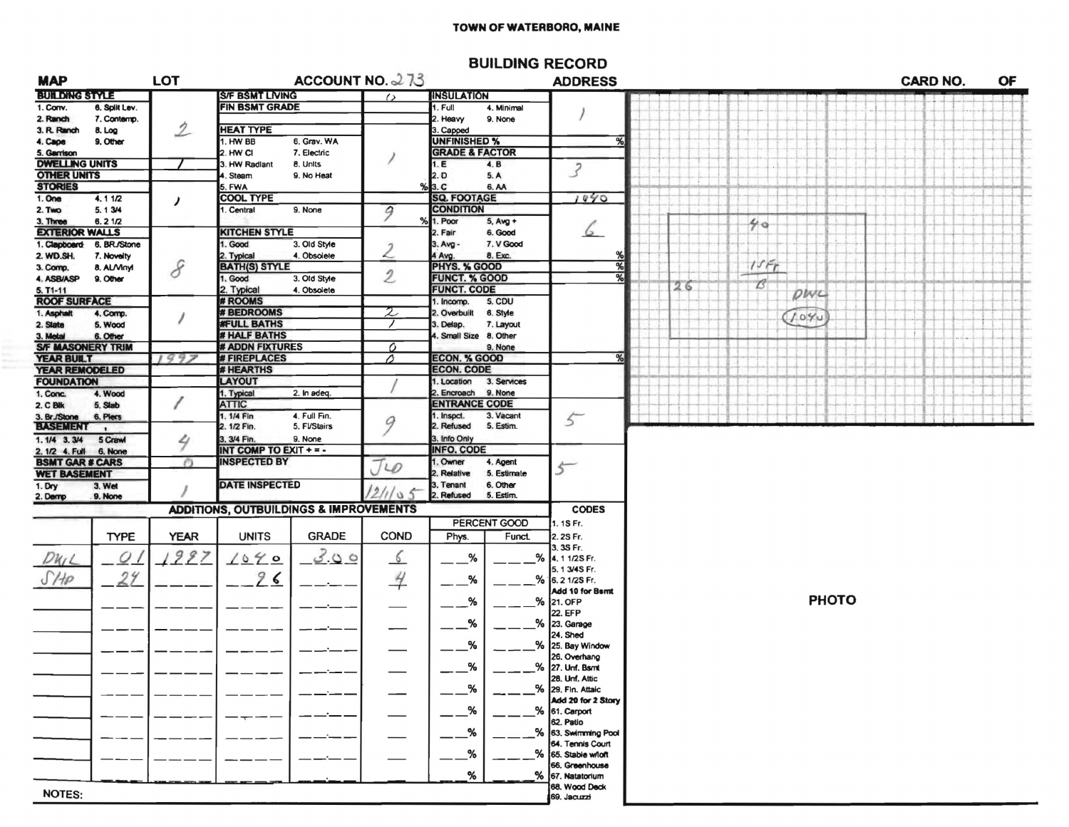**TOWN OF WATERBORO, MAINE**

## BUILDING RECORD

**MAP** | **LOT** | **ACCOUNT NO.** 273 | **ADDRESS** | **CARD NO.** | **OF**

| | | | | | |
|---|---|---|---|---|---|
| **BUILDING STYLE** 1. Conv. 6. Split Lev. 2. Ranch 7. Contemp. 3. R. Ranch 8. Log 4. Cape 9. Other 5. Garrison | 2 | **S/F BSMT LIVING** | 0 | **INSULATION** 1. Full 4. Minimal 2. Heavy 9. None 3. Capped | 1 |
| **DWELLING UNITS** | 1 | **FIN BSMT GRADE** | | | |
| **OTHER UNITS** | | **HEAT TYPE** 1. HW BB 6. Grav. WA 2. HW CI 7. Electric 3. HW Radiant 8. Units 4. Steam 9. No Heat 5. FWA | 1 | **UNFINISHED %** | % |
| **STORIES** 1. One 4. 1 1/2 2. Two 5. 1 3/4 3. Three 6. 2 1/2 | 1 | | % | **GRADE & FACTOR** 1. E 4. B 2. D 5. A 3. C 6. AA | 3 |
| | | **COOL TYPE** 1. Central 9. None | 9 % | **SQ. FOOTAGE** | 1040 |
| **EXTERIOR WALLS** 1. Clapboard 6. BR./Stone 2. WD.SH. 7. Novelty 3. Comp. 8. AL/Vinyl 4. ASB/ASP 9. Other 5. T1-11 | 8 | **KITCHEN STYLE** 1. Good 3. Old Style 2. Typical 4. Obsolete | 2 | **CONDITION** 1. Poor 5. Avg + 2. Fair 6. Good 3. Avg - 7. V Good 4. Avg. 8. Exc. | 6 |
| | | **BATH(S) STYLE** 1. Good 3. Old Style 2. Typical 4. Obsolete | 2 | **PHYS. % GOOD** | % |
| | | | | **FUNCT. % GOOD** | % |
| **ROOF SURFACE** 1. Asphalt 4. Comp. 2. Slate 5. Wood 3. Metal 6. Other | 1 | **# ROOMS** | | **FUNCT. CODE** 1. Incomp. 5. CDU 2. Overbuilt 6. Style 3. Delap. 7. Layout 4. Small Size 8. Other 9. None | |
| | | **# BEDROOMS** | 2 | | |
| | | **#FULL BATHS** | 1 | | |
| | | **# HALF BATHS** | | | |
| **S/F MASONERY TRIM** | | **# ADDN FIXTURES** | 0 | | |
| **YEAR BUILT** | 1997 | **# FIREPLACES** | 0 | **ECON. % GOOD** | % |
| **YEAR REMODELED** | | **# HEARTHS** | | **ECON. CODE** 1. Location 3. Services 2. Encroach 9. None | |
| **FOUNDATION** 1. Conc. 4. Wood 2. C Blk 5. Slab 3. Br./Stone 6. Piers | 1 | **LAYOUT** 1. Typical 2. In adeq. | 1 | | |
| | | **ATTIC** 1. 1/4 Fin 4. Full Fin. 2. 1/2 Fin. 5. Fl/Stairs 3. 3/4 Fin. 9. None | 9 | **ENTRANCE CODE** 1. Inspct. 3. Vacant 2. Refused 5. Estim. 3. Info Only | 5 |
| **BASEMENT** 1. 1/4 3. 3/4 5 Crawl 2. 1/2 4. Full 6. None | 4 | **INT COMP TO EXIT + = -** | | | |
| **BSMT GAR # CARS** | 0 | **INSPECTED BY** | JLD | **INFO. CODE** 1. Owner 4. Agent 2. Relative 5. Estimate 3. Tenant 6. Other 2. Refused 5. Estim. | 5 |
| **WET BASEMENT** 1. Dry 3. Wet 2. Damp 9. None | 1 | **DATE INSPECTED** | 12/1/05 | | |

Sketch: 40 × 26, 1SFr, B, DWL (1040)

### ADDITIONS, OUTBUILDINGS & IMPROVEMENTS

| | TYPE | YEAR | UNITS | GRADE | COND | PERCENT GOOD Phys. | Funct. |
|---|---|---|---|---|---|---|---|
| DWL | 01 | 1997 | 1040 | 3.00 | 6 | % | % |
| SHD | 24 | | 96 | | 4 | % | % |
| | | | | | | % | % |
| | | | | | | % | % |
| | | | | | | % | % |
| | | | | | | % | % |
| | | | | | | % | % |
| | | | | | | % | % |
| | | | | | | % | % |
| | | | | | | % | % |
| | | | | | | % | % |

**CODES**
1. 1S Fr.
2. 2S Fr.
3. 3S Fr.
4. 1 1/2S Fr.
5. 1 3/4S Fr.
6. 2 1/2S Fr.
**Add 10 for Bsmt**
21. OFP
22. EFP
23. Garage
24. Shed
25. Bay Window
26. Overhang
27. Unf. Bsmt
28. Unf. Attic
29. Fin. Attaic
**Add 20 for 2 Story**
61. Carport
62. Patio
63. Swimming Pool
64. Tennis Court
65. Stable w/loft
66. Greenhouse
67. Natatorium
68. Wood Deck
69. Jacuzzi

**PHOTO**

NOTES: